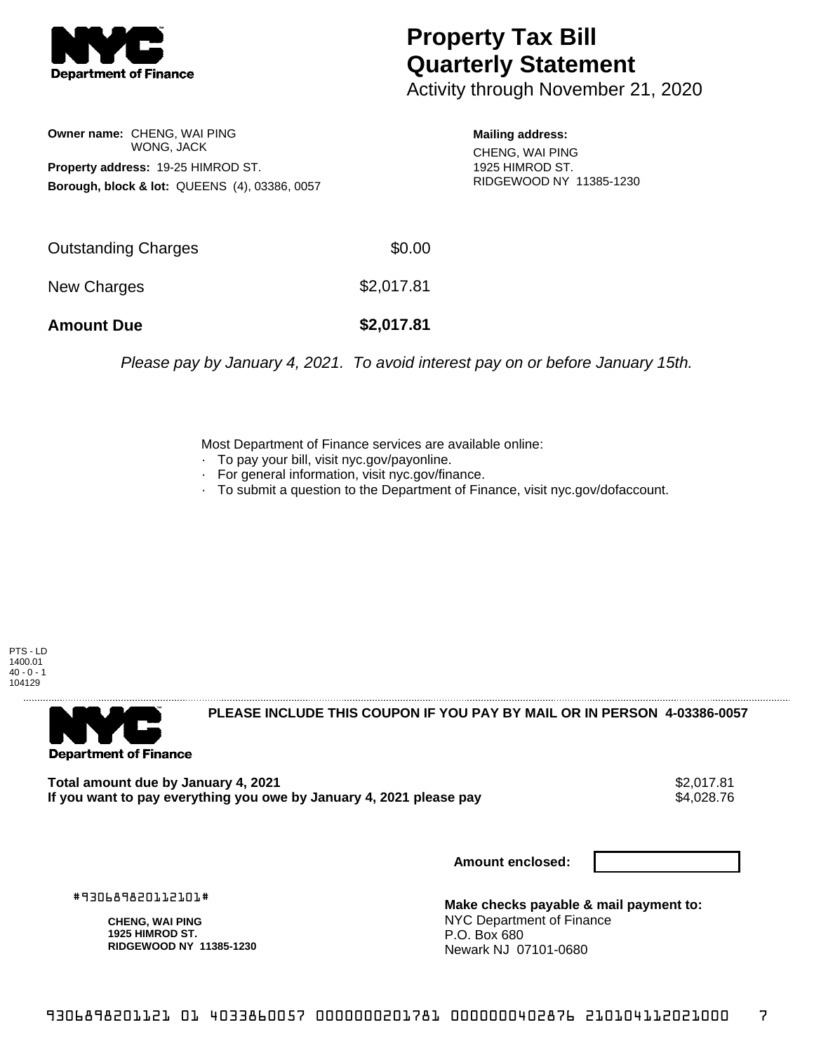**Department of Finance**

# Property Tax Bill Quarterly Statement

Activity through November 21, 2020

**Owner name:** CHENG, WAI PING
WONG, JACK

**Property address:** 19-25 HIMROD ST.

**Borough, block & lot:** QUEENS (4), 03386, 0057

**Mailing address:**
CHENG, WAI PING
1925 HIMROD ST.
RIDGEWOOD NY 11385-1230

| | |
|---|---|
| Outstanding Charges | $0.00 |
| New Charges | $2,017.81 |
| **Amount Due** | **$2,017.81** |

*Please pay by January 4, 2021. To avoid interest pay on or before January 15th.*

Most Department of Finance services are available online:
- To pay your bill, visit nyc.gov/payonline.
- For general information, visit nyc.gov/finance.
- To submit a question to the Department of Finance, visit nyc.gov/dofaccount.

PTS - LD
1400.01
40 - 0 - 1
104129

---

**Department of Finance**

**PLEASE INCLUDE THIS COUPON IF YOU PAY BY MAIL OR IN PERSON 4-03386-0057**

**Total amount due by January 4, 2021** $2,017.81
**If you want to pay everything you owe by January 4, 2021 please pay** $4,028.76

**Amount enclosed:**

#930689820112101#

**CHENG, WAI PING**
**1925 HIMROD ST.**
**RIDGEWOOD NY 11385-1230**

**Make checks payable & mail payment to:**
NYC Department of Finance
P.O. Box 680
Newark NJ 07101-0680

9306898201121 01 4033860057 0000000201781 0000000402876 210104112021000 7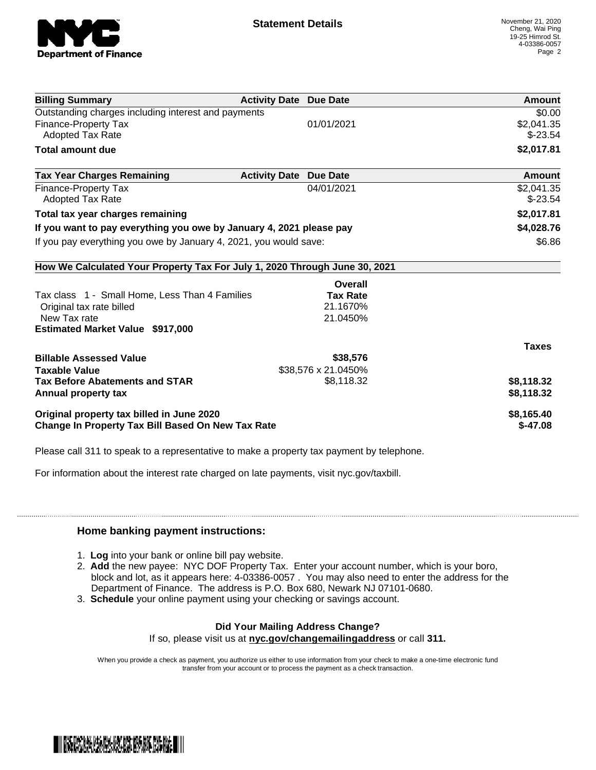**Statement Details**

November 21, 2020
Cheng, Wai Ping
19-25 Himrod St.
4-03386-0057

| Billing Summary | Activity Date | Due Date | Amount |
|---|---|---|---|
| Outstanding charges including interest and payments | | | $0.00 |
| Finance-Property Tax | | 01/01/2021 | $2,041.35 |
| Adopted Tax Rate | | | $-23.54 |
| **Total amount due** | | | **$2,017.81** |

| Tax Year Charges Remaining | Activity Date | Due Date | Amount |
|---|---|---|---|
| Finance-Property Tax | | 04/01/2021 | $2,041.35 |
| Adopted Tax Rate | | | $-23.54 |
| **Total tax year charges remaining** | | | **$2,017.81** |
| **If you want to pay everything you owe by January 4, 2021 please pay** | | | **$4,028.76** |
| If you pay everything you owe by January 4, 2021, you would save: | | | $6.86 |

**How We Calculated Your Property Tax For July 1, 2020 Through June 30, 2021**

| | Overall Tax Rate | |
|---|---|---|
| Tax class 1 - Small Home, Less Than 4 Families | | |
| Original tax rate billed | 21.1670% | |
| New Tax rate | 21.0450% | |
| **Estimated Market Value $917,000** | | |
| | | **Taxes** |
| **Billable Assessed Value** | **$38,576** | |
| **Taxable Value** | $38,576 x 21.0450% | |
| **Tax Before Abatements and STAR** | $8,118.32 | **$8,118.32** |
| **Annual property tax** | | **$8,118.32** |
| **Original property tax billed in June 2020** | | **$8,165.40** |
| **Change In Property Tax Bill Based On New Tax Rate** | | **$-47.08** |

Please call 311 to speak to a representative to make a property tax payment by telephone.

For information about the interest rate charged on late payments, visit nyc.gov/taxbill.

## Home banking payment instructions:

1. **Log** into your bank or online bill pay website.
2. **Add** the new payee: NYC DOF Property Tax. Enter your account number, which is your boro, block and lot, as it appears here: 4-03386-0057 . You may also need to enter the address for the Department of Finance. The address is P.O. Box 680, Newark NJ 07101-0680.
3. **Schedule** your online payment using your checking or savings account.

**Did Your Mailing Address Change?**
If so, please visit us at **nyc.gov/changemailingaddress** or call **311.**

When you provide a check as payment, you authorize us either to use information from your check to make a one-time electronic fund transfer from your account or to process the payment as a check transaction.